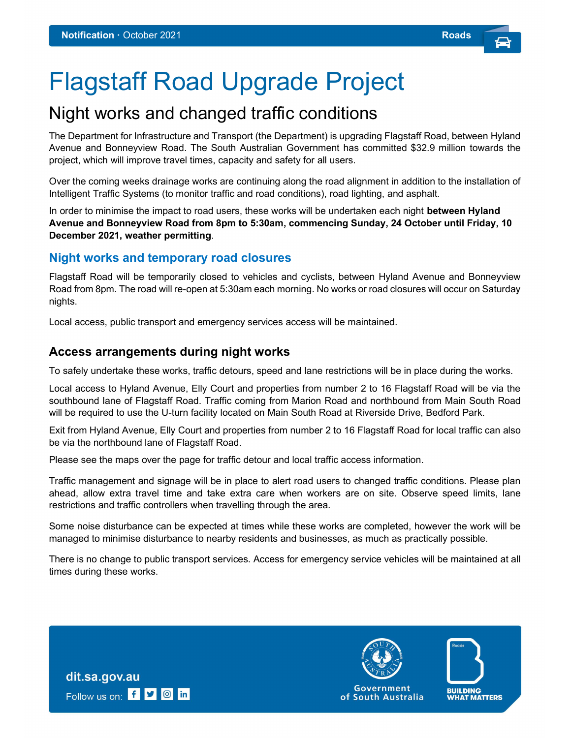**Notification** · October 2021 **Roads**

# Flagstaff Road Upgrade Project

## Night works and changed traffic conditions

The Department for Infrastructure and Transport (the Department) is upgrading Flagstaff Road, between Hyland Avenue and Bonneyview Road. The South Australian Government has committed $32.9 million towards the project, which will improve travel times, capacity and safety for all users.

Over the coming weeks drainage works are continuing along the road alignment in addition to the installation of Intelligent Traffic Systems (to monitor traffic and road conditions), road lighting, and asphalt.

In order to minimise the impact to road users, these works will be undertaken each night **between Hyland Avenue and Bonneyview Road from 8pm to 5:30am, commencing Sunday, 24 October until Friday, 10 December 2021, weather permitting**.

### Night works and temporary road closures

Flagstaff Road will be temporarily closed to vehicles and cyclists, between Hyland Avenue and Bonneyview Road from 8pm. The road will re-open at 5:30am each morning. No works or road closures will occur on Saturday nights.

Local access, public transport and emergency services access will be maintained.

### Access arrangements during night works

To safely undertake these works, traffic detours, speed and lane restrictions will be in place during the works.

Local access to Hyland Avenue, Elly Court and properties from number 2 to 16 Flagstaff Road will be via the southbound lane of Flagstaff Road. Traffic coming from Marion Road and northbound from Main South Road will be required to use the U-turn facility located on Main South Road at Riverside Drive, Bedford Park.

Exit from Hyland Avenue, Elly Court and properties from number 2 to 16 Flagstaff Road for local traffic can also be via the northbound lane of Flagstaff Road.

Please see the maps over the page for traffic detour and local traffic access information.

Traffic management and signage will be in place to alert road users to changed traffic conditions. Please plan ahead, allow extra travel time and take extra care when workers are on site. Observe speed limits, lane restrictions and traffic controllers when travelling through the area.

Some noise disturbance can be expected at times while these works are completed, however the work will be managed to minimise disturbance to nearby residents and businesses, as much as practically possible.

There is no change to public transport services. Access for emergency service vehicles will be maintained at all times during these works.

**dit.sa.gov.au**

Follow us on:

Government of South Australia

BUILDING WHAT MATTERS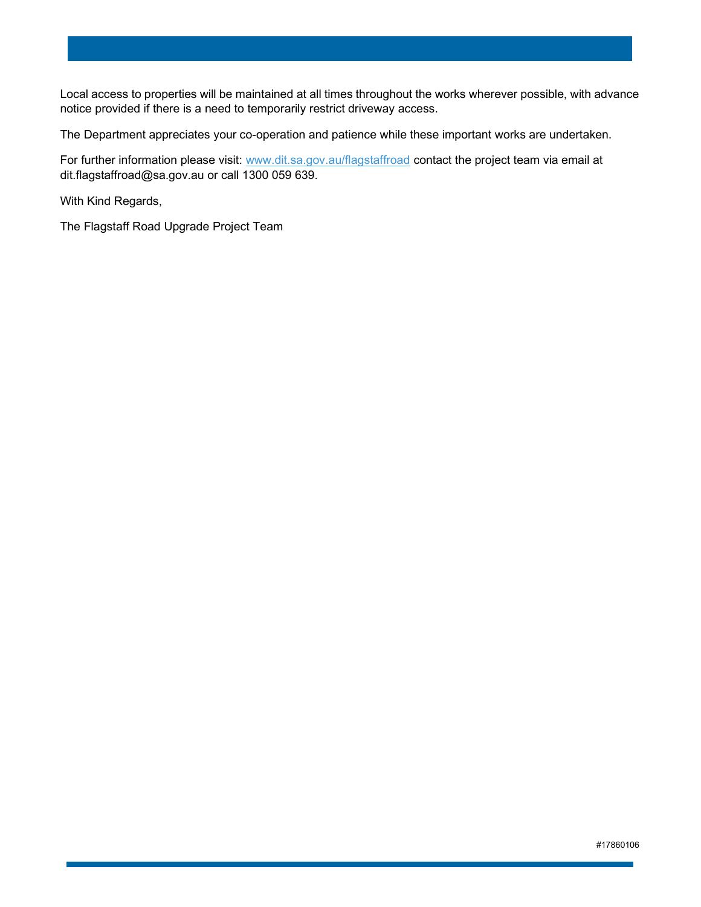Local access to properties will be maintained at all times throughout the works wherever possible, with advance notice provided if there is a need to temporarily restrict driveway access.

The Department appreciates your co-operation and patience while these important works are undertaken.

For further information please visit: [www.dit.sa.gov.au/flagstaffroad](http://www.dit.sa.gov.au/flagstaffroad) contact the project team via email at dit.flagstaffroad@sa.gov.au or call 1300 059 639.

With Kind Regards,

The Flagstaff Road Upgrade Project Team

#17860106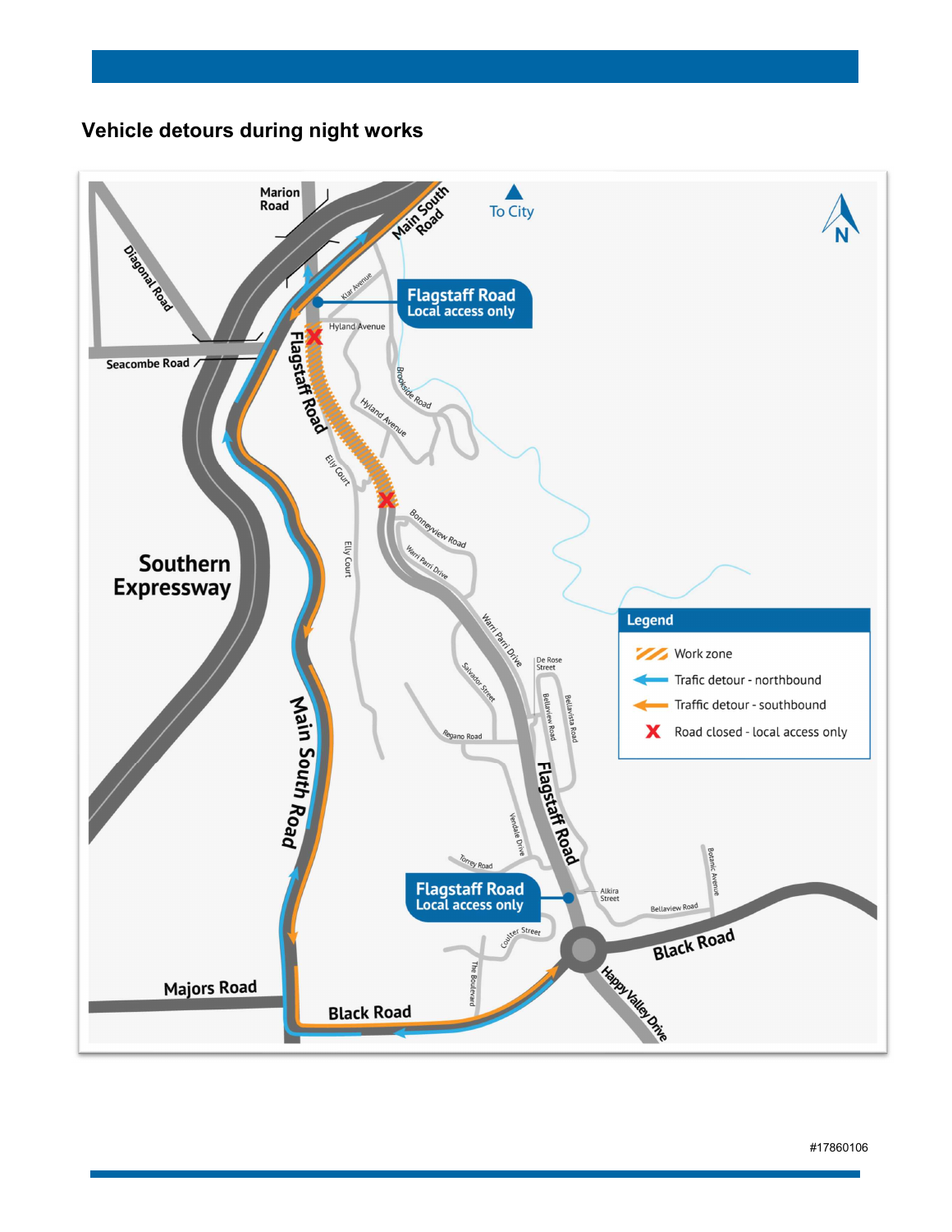## Vehicle detours during night works

Marion Road

Main South Road

To City

Diagonal Road

Klar Avenue

Flagstaff Road
Local access only

Hyland Avenue

Seacombe Road

Flagstaff Road

Brookside Road

Hyland Avenue

Elly Court

Bonneyview Road

Warri Parri Drive

Southern Expressway

Elly Court

Warri Parri Drive

Legend

- Work zone
- Trafic detour - northbound
- Traffic detour - southbound
- Road closed - local access only

De Rose Street

Salvador Street

Bellaview Road

Bellavista Road

Main South Road

Regano Road

Flagstaff Road

Verdale Drive

Torrey Road

Flagstaff Road
Local access only

Alkira Street

Botanic Avenue

Bellaview Road

Coulter Street

Black Road

The Boulevard

Majors Road

Black Road

Happy Valley Drive

#17860106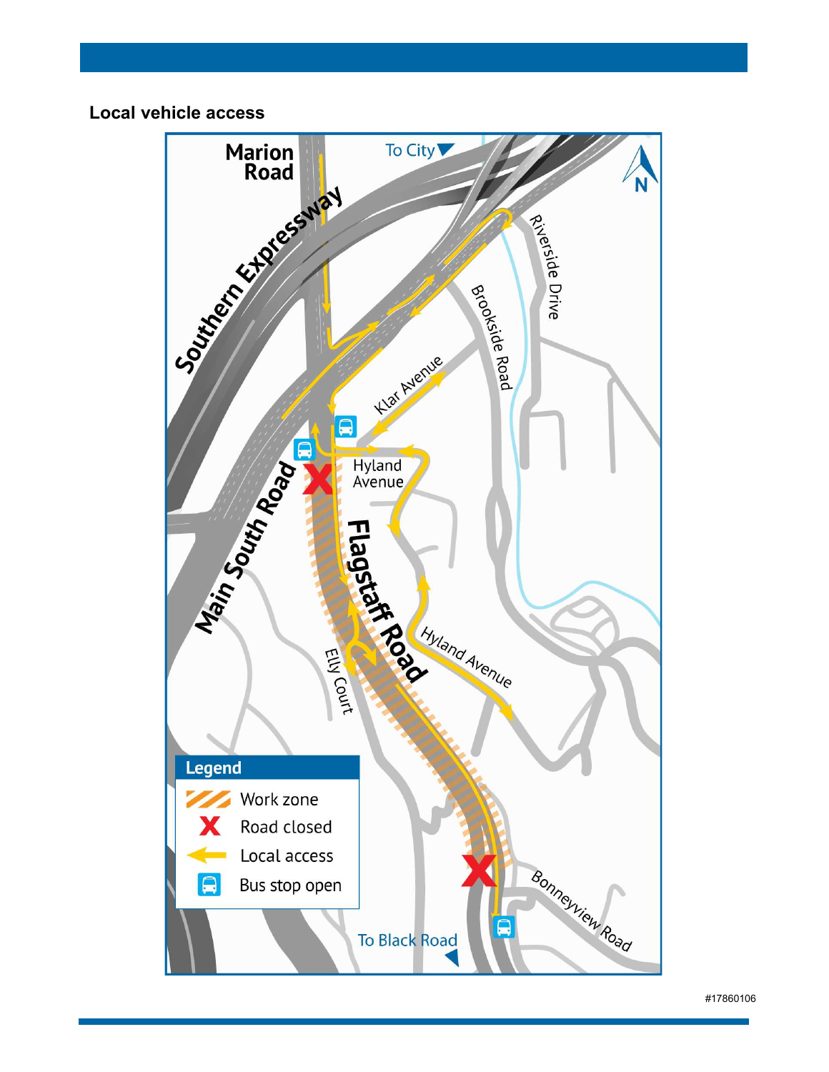**Local vehicle access**

Marion Road

To City

Southern Expressway

N

Riverside Drive

Brookside Road

Klar Avenue

Hyland Avenue

Main South Road

Flagstaff Road

Elly Court

Hyland Avenue

Bonneyview Road

To Black Road

Legend

Work zone

Road closed

Local access

Bus stop open

#17860106